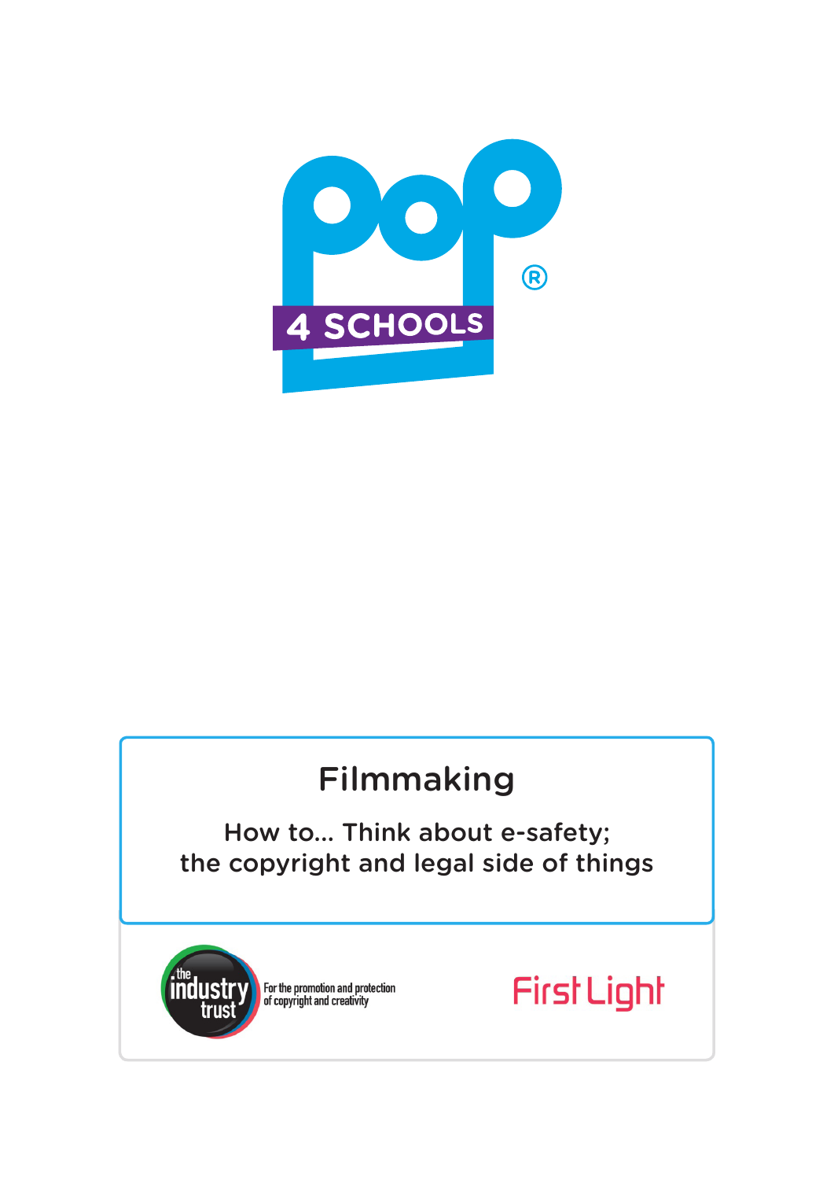POP®

4 SCHOOLS

# Filmmaking

## How to... Think about e-safety; the copyright and legal side of things

the industry trust — For the promotion and protection of copyright and creativity

First Light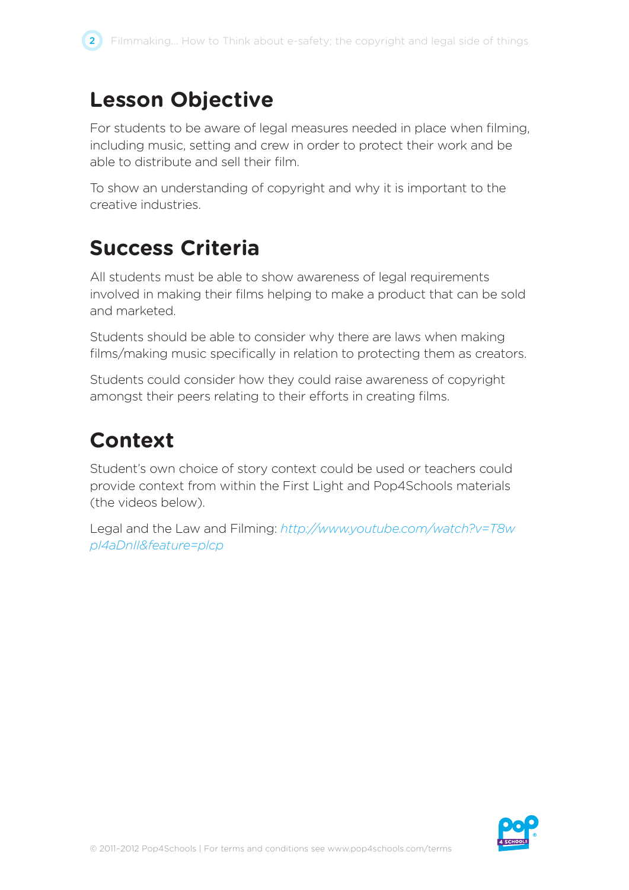## Lesson Objective

For students to be aware of legal measures needed in place when filming, including music, setting and crew in order to protect their work and be able to distribute and sell their film.

To show an understanding of copyright and why it is important to the creative industries.

## Success Criteria

All students must be able to show awareness of legal requirements involved in making their films helping to make a product that can be sold and marketed.

Students should be able to consider why there are laws when making films/making music specifically in relation to protecting them as creators.

Students could consider how they could raise awareness of copyright amongst their peers relating to their efforts in creating films.

## Context

Student's own choice of story context could be used or teachers could provide context from within the First Light and Pop4Schools materials (the videos below).

Legal and the Law and Filming: *http://www.youtube.com/watch?v=T8wpl4aDnIl&feature=plcp*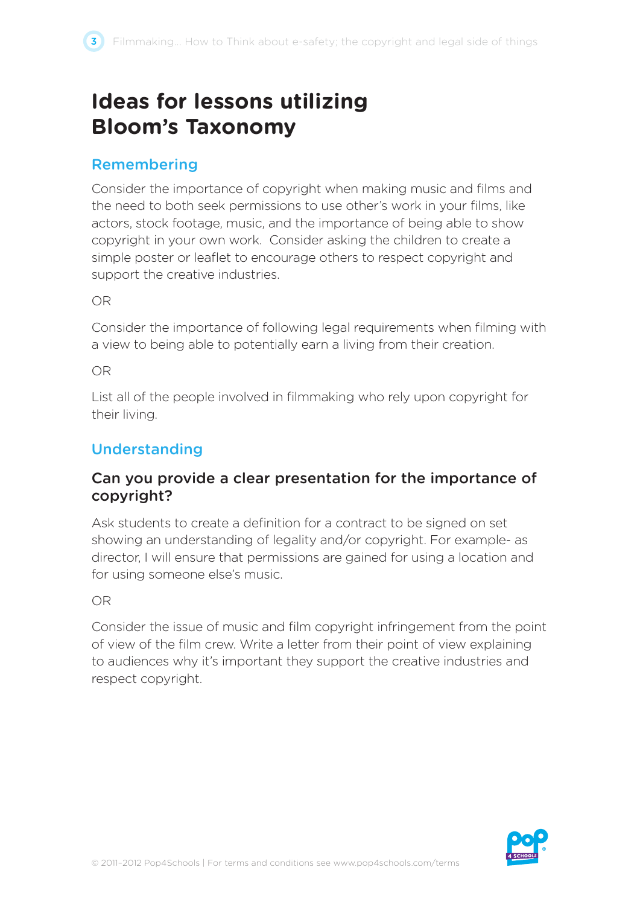# Ideas for lessons utilizing Bloom's Taxonomy

## Remembering

Consider the importance of copyright when making music and films and the need to both seek permissions to use other's work in your films, like actors, stock footage, music, and the importance of being able to show copyright in your own work.  Consider asking the children to create a simple poster or leaflet to encourage others to respect copyright and support the creative industries.

OR

Consider the importance of following legal requirements when filming with a view to being able to potentially earn a living from their creation.

OR

List all of the people involved in filmmaking who rely upon copyright for their living.

## Understanding

### Can you provide a clear presentation for the importance of copyright?

Ask students to create a definition for a contract to be signed on set showing an understanding of legality and/or copyright. For example- as director, I will ensure that permissions are gained for using a location and for using someone else's music.

OR

Consider the issue of music and film copyright infringement from the point of view of the film crew. Write a letter from their point of view explaining to audiences why it's important they support the creative industries and respect copyright.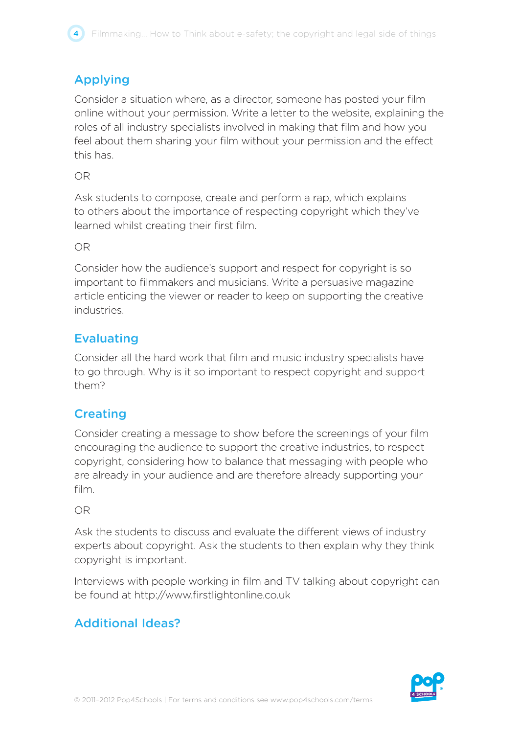## Applying

Consider a situation where, as a director, someone has posted your film online without your permission. Write a letter to the website, explaining the roles of all industry specialists involved in making that film and how you feel about them sharing your film without your permission and the effect this has.

OR

Ask students to compose, create and perform a rap, which explains to others about the importance of respecting copyright which they've learned whilst creating their first film.

OR

Consider how the audience's support and respect for copyright is so important to filmmakers and musicians. Write a persuasive magazine article enticing the viewer or reader to keep on supporting the creative industries.

## Evaluating

Consider all the hard work that film and music industry specialists have to go through. Why is it so important to respect copyright and support them?

## Creating

Consider creating a message to show before the screenings of your film encouraging the audience to support the creative industries, to respect copyright, considering how to balance that messaging with people who are already in your audience and are therefore already supporting your film.

OR

Ask the students to discuss and evaluate the different views of industry experts about copyright. Ask the students to then explain why they think copyright is important.

Interviews with people working in film and TV talking about copyright can be found at http://www.firstlightonline.co.uk

## Additional Ideas?

© 2011-2012 Pop4Schools | For terms and conditions see www.pop4schools.com/terms